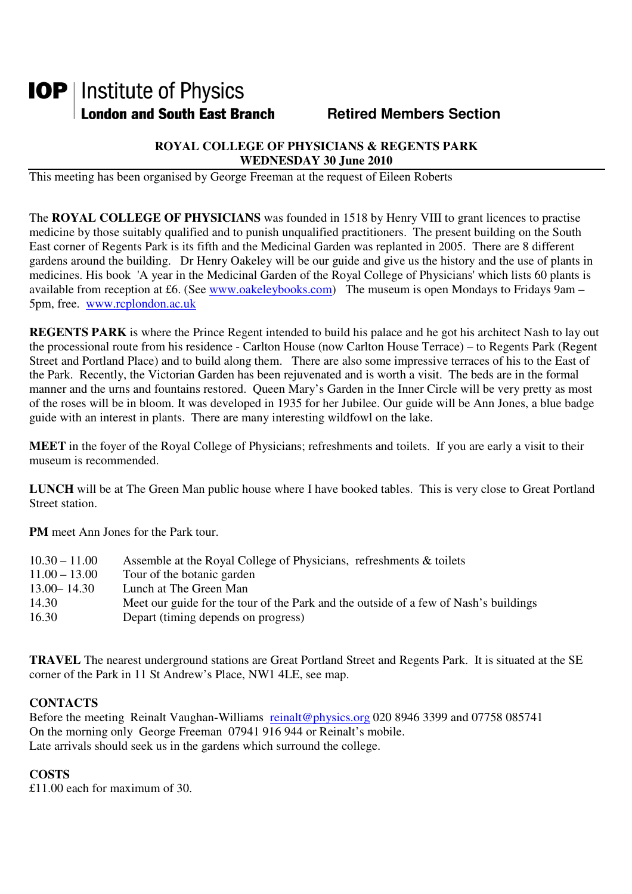**IOP** | Institute of Physics
**London and South East Branch** **Retired Members Section**

## ROYAL COLLEGE OF PHYSICIANS & REGENTS PARK
## WEDNESDAY 30 June 2010

This meeting has been organised by George Freeman at the request of Eileen Roberts

The **ROYAL COLLEGE OF PHYSICIANS** was founded in 1518 by Henry VIII to grant licences to practise medicine by those suitably qualified and to punish unqualified practitioners. The present building on the South East corner of Regents Park is its fifth and the Medicinal Garden was replanted in 2005. There are 8 different gardens around the building. Dr Henry Oakeley will be our guide and give us the history and the use of plants in medicines. His book 'A year in the Medicinal Garden of the Royal College of Physicians' which lists 60 plants is available from reception at £6. (See www.oakeleybooks.com) The museum is open Mondays to Fridays 9am – 5pm, free. www.rcplondon.ac.uk

**REGENTS PARK** is where the Prince Regent intended to build his palace and he got his architect Nash to lay out the processional route from his residence - Carlton House (now Carlton House Terrace) – to Regents Park (Regent Street and Portland Place) and to build along them. There are also some impressive terraces of his to the East of the Park. Recently, the Victorian Garden has been rejuvenated and is worth a visit. The beds are in the formal manner and the urns and fountains restored. Queen Mary's Garden in the Inner Circle will be very pretty as most of the roses will be in bloom. It was developed in 1935 for her Jubilee. Our guide will be Ann Jones, a blue badge guide with an interest in plants. There are many interesting wildfowl on the lake.

**MEET** in the foyer of the Royal College of Physicians; refreshments and toilets. If you are early a visit to their museum is recommended.

**LUNCH** will be at The Green Man public house where I have booked tables. This is very close to Great Portland Street station.

**PM** meet Ann Jones for the Park tour.

| | |
|---|---|
| 10.30 – 11.00 | Assemble at the Royal College of Physicians, refreshments & toilets |
| 11.00 – 13.00 | Tour of the botanic garden |
| 13.00– 14.30 | Lunch at The Green Man |
| 14.30 | Meet our guide for the tour of the Park and the outside of a few of Nash's buildings |
| 16.30 | Depart (timing depends on progress) |

**TRAVEL** The nearest underground stations are Great Portland Street and Regents Park. It is situated at the SE corner of the Park in 11 St Andrew's Place, NW1 4LE, see map.

**CONTACTS**
Before the meeting Reinalt Vaughan-Williams reinalt@physics.org 020 8946 3399 and 07758 085741
On the morning only George Freeman 07941 916 944 or Reinalt's mobile.
Late arrivals should seek us in the gardens which surround the college.

**COSTS**
£11.00 each for maximum of 30.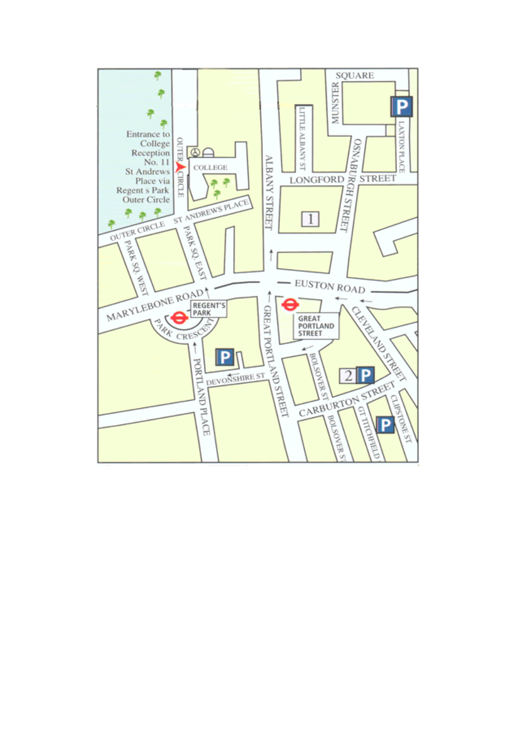Entrance to College Reception No. 11 St Andrews Place via Regent s Park Outer Circle

COLLEGE

OUTER CIRCLE

ST ANDREWS PLACE

PARK SQ. WEST

PARK SQ. EAST

ALBANY STREET

LITTLE ALBANY ST

MUNSTER

SQUARE

LAXTON PLACE

OSNABURGH STREET

LONGFORD STREET

1

EUSTON ROAD

MARYLEBONE ROAD

REGENT'S PARK

PARK CRESCENT

PORTLAND PLACE

DEVONSHIRE ST

GREAT PORTLAND STREET

GREAT PORTLAND STREET

BOLSOVER ST

CLEVELAND STREET

2

CARBURTON STREET

BOLSOVER ST

GT TITCHFIELD ST

CLIPSTONE ST

P

P

P

P